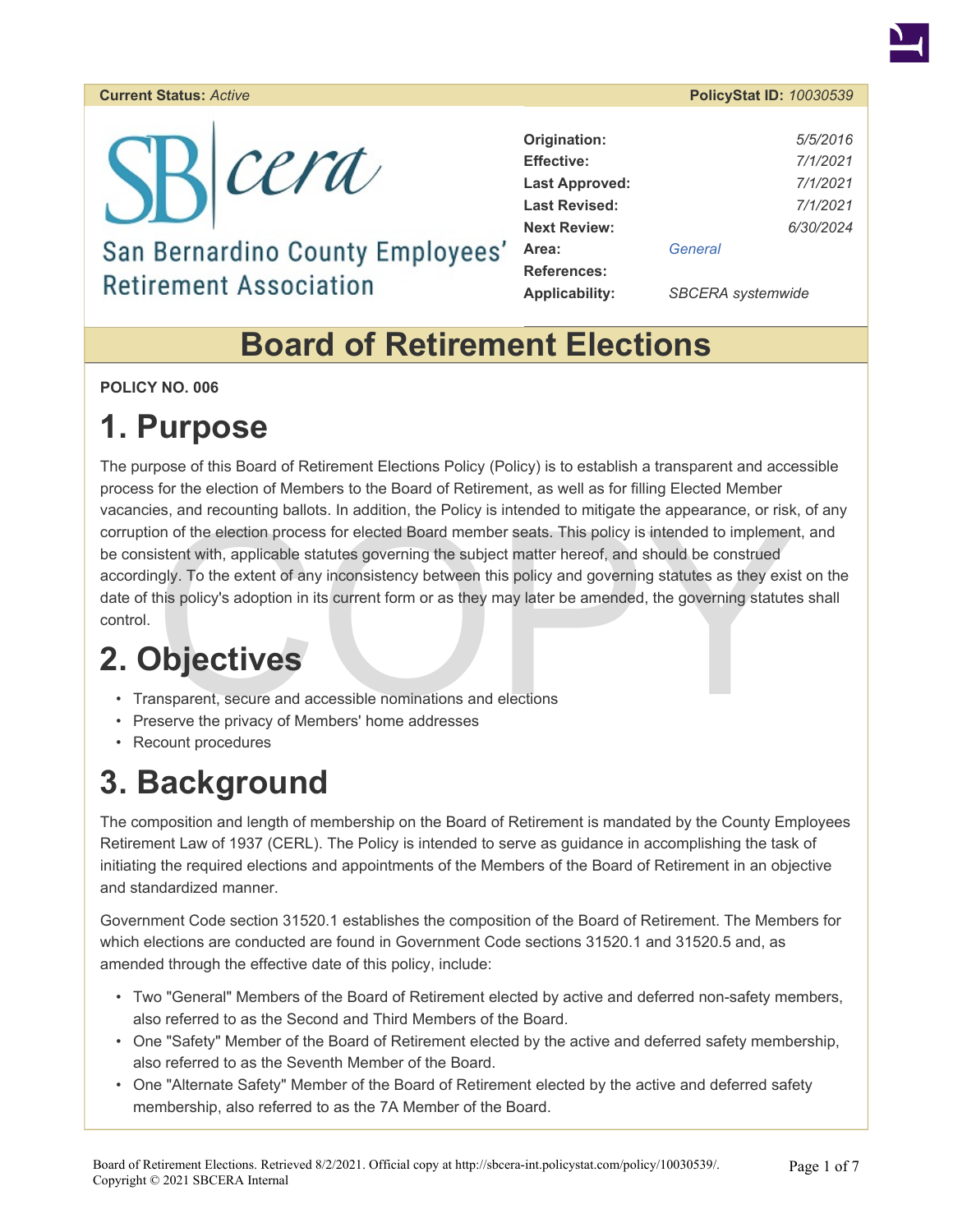**Current Status:** *Active* **PolicyStat ID:** *10030539*

San Bernardino County Employees' Retirement Association

| | |
|---|---|
| **Origination:** | 5/5/2016 |
| **Effective:** | 7/1/2021 |
| **Last Approved:** | 7/1/2021 |
| **Last Revised:** | 7/1/2021 |
| **Next Review:** | 6/30/2024 |
| **Area:** | General |
| **References:** | |
| **Applicability:** | SBCERA systemwide |

# Board of Retirement Elections

**POLICY NO. 006**

## 1. Purpose

The purpose of this Board of Retirement Elections Policy (Policy) is to establish a transparent and accessible process for the election of Members to the Board of Retirement, as well as for filling Elected Member vacancies, and recounting ballots. In addition, the Policy is intended to mitigate the appearance, or risk, of any corruption of the election process for elected Board member seats. This policy is intended to implement, and be consistent with, applicable statutes governing the subject matter hereof, and should be construed accordingly. To the extent of any inconsistency between this policy and governing statutes as they exist on the date of this policy's adoption in its current form or as they may later be amended, the governing statutes shall control.

## 2. Objectives

- Transparent, secure and accessible nominations and elections
- Preserve the privacy of Members' home addresses
- Recount procedures

## 3. Background

The composition and length of membership on the Board of Retirement is mandated by the County Employees Retirement Law of 1937 (CERL). The Policy is intended to serve as guidance in accomplishing the task of initiating the required elections and appointments of the Members of the Board of Retirement in an objective and standardized manner.

Government Code section 31520.1 establishes the composition of the Board of Retirement. The Members for which elections are conducted are found in Government Code sections 31520.1 and 31520.5 and, as amended through the effective date of this policy, include:

- Two "General" Members of the Board of Retirement elected by active and deferred non-safety members, also referred to as the Second and Third Members of the Board.
- One "Safety" Member of the Board of Retirement elected by the active and deferred safety membership, also referred to as the Seventh Member of the Board.
- One "Alternate Safety" Member of the Board of Retirement elected by the active and deferred safety membership, also referred to as the 7A Member of the Board.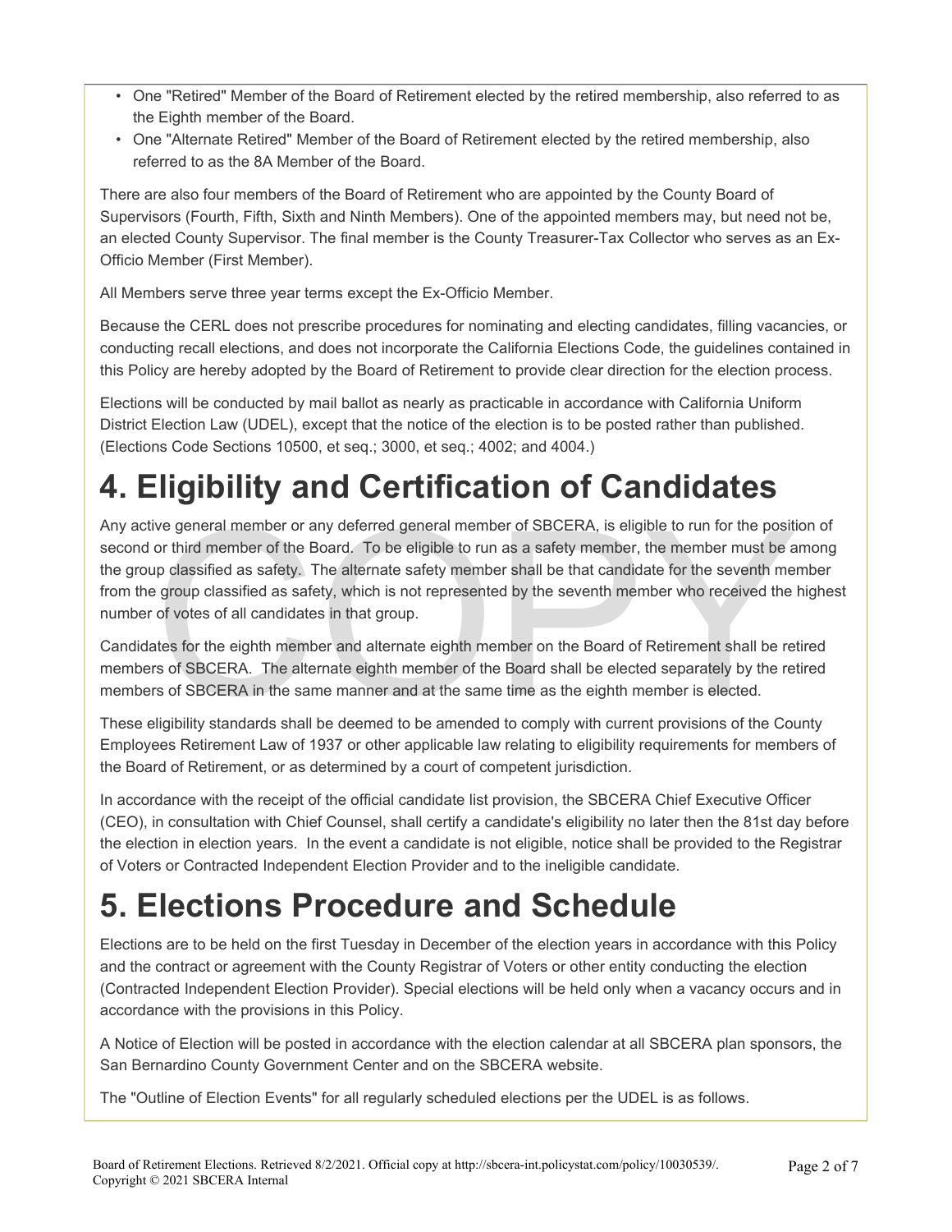- One "Retired" Member of the Board of Retirement elected by the retired membership, also referred to as the Eighth member of the Board.
- One "Alternate Retired" Member of the Board of Retirement elected by the retired membership, also referred to as the 8A Member of the Board.

There are also four members of the Board of Retirement who are appointed by the County Board of Supervisors (Fourth, Fifth, Sixth and Ninth Members). One of the appointed members may, but need not be, an elected County Supervisor. The final member is the County Treasurer-Tax Collector who serves as an Ex-Officio Member (First Member).

All Members serve three year terms except the Ex-Officio Member.

Because the CERL does not prescribe procedures for nominating and electing candidates, filling vacancies, or conducting recall elections, and does not incorporate the California Elections Code, the guidelines contained in this Policy are hereby adopted by the Board of Retirement to provide clear direction for the election process.

Elections will be conducted by mail ballot as nearly as practicable in accordance with California Uniform District Election Law (UDEL), except that the notice of the election is to be posted rather than published. (Elections Code Sections 10500, et seq.; 3000, et seq.; 4002; and 4004.)

# 4. Eligibility and Certification of Candidates

Any active general member or any deferred general member of SBCERA, is eligible to run for the position of second or third member of the Board. To be eligible to run as a safety member, the member must be among the group classified as safety. The alternate safety member shall be that candidate for the seventh member from the group classified as safety, which is not represented by the seventh member who received the highest number of votes of all candidates in that group.

Candidates for the eighth member and alternate eighth member on the Board of Retirement shall be retired members of SBCERA. The alternate eighth member of the Board shall be elected separately by the retired members of SBCERA in the same manner and at the same time as the eighth member is elected.

These eligibility standards shall be deemed to be amended to comply with current provisions of the County Employees Retirement Law of 1937 or other applicable law relating to eligibility requirements for members of the Board of Retirement, or as determined by a court of competent jurisdiction.

In accordance with the receipt of the official candidate list provision, the SBCERA Chief Executive Officer (CEO), in consultation with Chief Counsel, shall certify a candidate's eligibility no later then the 81st day before the election in election years. In the event a candidate is not eligible, notice shall be provided to the Registrar of Voters or Contracted Independent Election Provider and to the ineligible candidate.

# 5. Elections Procedure and Schedule

Elections are to be held on the first Tuesday in December of the election years in accordance with this Policy and the contract or agreement with the County Registrar of Voters or other entity conducting the election (Contracted Independent Election Provider). Special elections will be held only when a vacancy occurs and in accordance with the provisions in this Policy.

A Notice of Election will be posted in accordance with the election calendar at all SBCERA plan sponsors, the San Bernardino County Government Center and on the SBCERA website.

The "Outline of Election Events" for all regularly scheduled elections per the UDEL is as follows.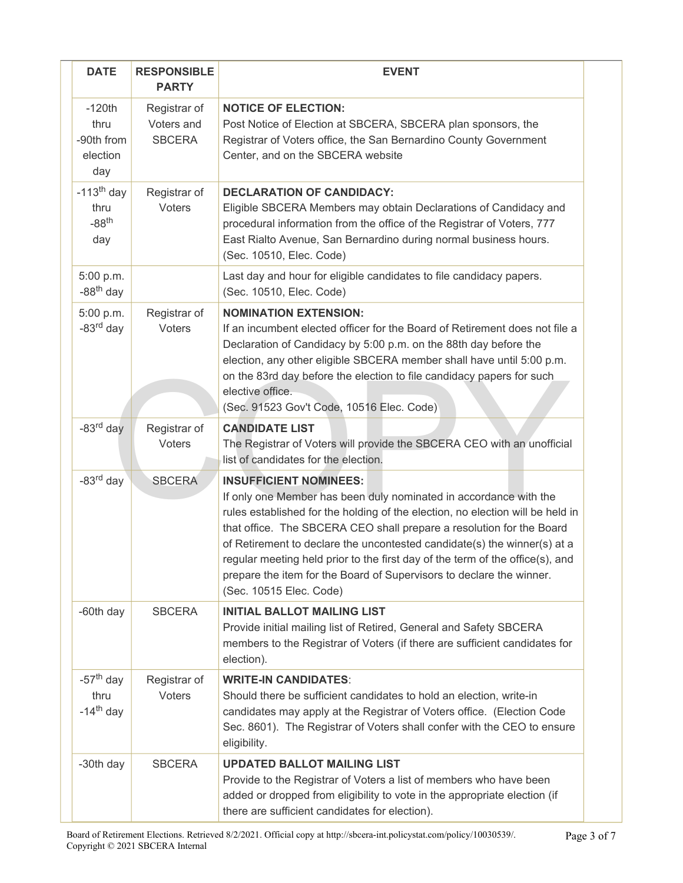| DATE | RESPONSIBLE PARTY | EVENT |
|---|---|---|
| -120th thru -90th from election day | Registrar of Voters and SBCERA | **NOTICE OF ELECTION:** Post Notice of Election at SBCERA, SBCERA plan sponsors, the Registrar of Voters office, the San Bernardino County Government Center, and on the SBCERA website |
| -113th day thru -88th day | Registrar of Voters | **DECLARATION OF CANDIDACY:** Eligible SBCERA Members may obtain Declarations of Candidacy and procedural information from the office of the Registrar of Voters, 777 East Rialto Avenue, San Bernardino during normal business hours. (Sec. 10510, Elec. Code) |
| 5:00 p.m. -88th day | | Last day and hour for eligible candidates to file candidacy papers. (Sec. 10510, Elec. Code) |
| 5:00 p.m. -83rd day | Registrar of Voters | **NOMINATION EXTENSION:** If an incumbent elected officer for the Board of Retirement does not file a Declaration of Candidacy by 5:00 p.m. on the 88th day before the election, any other eligible SBCERA member shall have until 5:00 p.m. on the 83rd day before the election to file candidacy papers for such elective office. (Sec. 91523 Gov't Code, 10516 Elec. Code) |
| -83rd day | Registrar of Voters | **CANDIDATE LIST** The Registrar of Voters will provide the SBCERA CEO with an unofficial list of candidates for the election. |
| -83rd day | SBCERA | **INSUFFICIENT NOMINEES:** If only one Member has been duly nominated in accordance with the rules established for the holding of the election, no election will be held in that office. The SBCERA CEO shall prepare a resolution for the Board of Retirement to declare the uncontested candidate(s) the winner(s) at a regular meeting held prior to the first day of the term of the office(s), and prepare the item for the Board of Supervisors to declare the winner. (Sec. 10515 Elec. Code) |
| -60th day | SBCERA | **INITIAL BALLOT MAILING LIST** Provide initial mailing list of Retired, General and Safety SBCERA members to the Registrar of Voters (if there are sufficient candidates for election). |
| -57th day thru -14th day | Registrar of Voters | **WRITE-IN CANDIDATES**: Should there be sufficient candidates to hold an election, write-in candidates may apply at the Registrar of Voters office. (Election Code Sec. 8601). The Registrar of Voters shall confer with the CEO to ensure eligibility. |
| -30th day | SBCERA | **UPDATED BALLOT MAILING LIST** Provide to the Registrar of Voters a list of members who have been added or dropped from eligibility to vote in the appropriate election (if there are sufficient candidates for election). |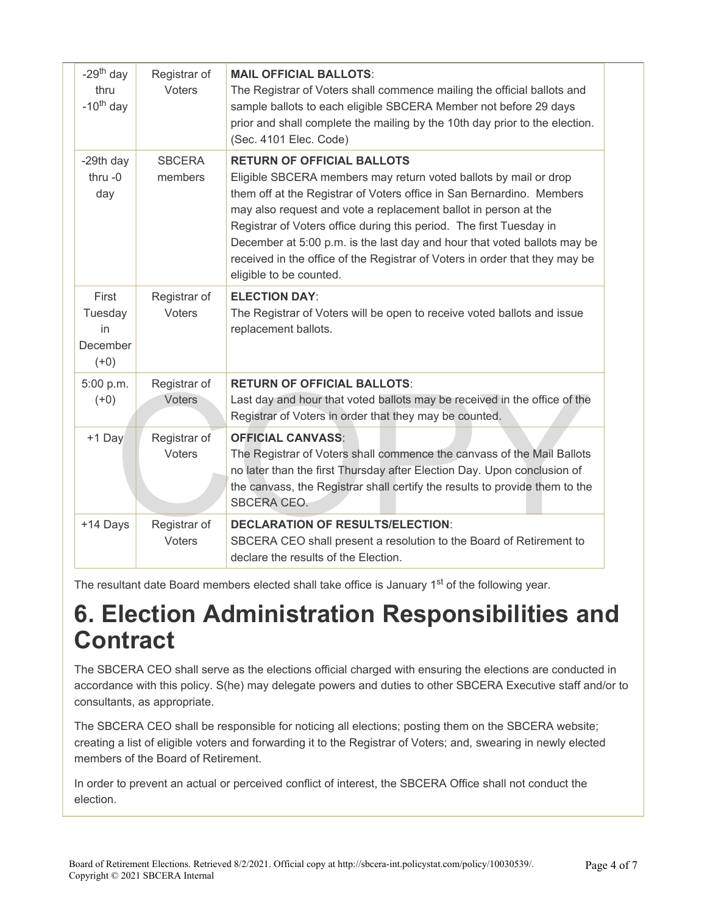| -29th day thru -10th day | Registrar of Voters | **MAIL OFFICIAL BALLOTS**: The Registrar of Voters shall commence mailing the official ballots and sample ballots to each eligible SBCERA Member not before 29 days prior and shall complete the mailing by the 10th day prior to the election. (Sec. 4101 Elec. Code) |
|---|---|---|
| -29th day thru -0 day | SBCERA members | **RETURN OF OFFICIAL BALLOTS** Eligible SBCERA members may return voted ballots by mail or drop them off at the Registrar of Voters office in San Bernardino. Members may also request and vote a replacement ballot in person at the Registrar of Voters office during this period. The first Tuesday in December at 5:00 p.m. is the last day and hour that voted ballots may be received in the office of the Registrar of Voters in order that they may be eligible to be counted. |
| First Tuesday in December (+0) | Registrar of Voters | **ELECTION DAY**: The Registrar of Voters will be open to receive voted ballots and issue replacement ballots. |
| 5:00 p.m. (+0) | Registrar of Voters | **RETURN OF OFFICIAL BALLOTS**: Last day and hour that voted ballots may be received in the office of the Registrar of Voters in order that they may be counted. |
| +1 Day | Registrar of Voters | **OFFICIAL CANVASS**: The Registrar of Voters shall commence the canvass of the Mail Ballots no later than the first Thursday after Election Day. Upon conclusion of the canvass, the Registrar shall certify the results to provide them to the SBCERA CEO. |
| +14 Days | Registrar of Voters | **DECLARATION OF RESULTS/ELECTION**: SBCERA CEO shall present a resolution to the Board of Retirement to declare the results of the Election. |

The resultant date Board members elected shall take office is January 1st of the following year.

# 6. Election Administration Responsibilities and Contract

The SBCERA CEO shall serve as the elections official charged with ensuring the elections are conducted in accordance with this policy. S(he) may delegate powers and duties to other SBCERA Executive staff and/or to consultants, as appropriate.

The SBCERA CEO shall be responsible for noticing all elections; posting them on the SBCERA website; creating a list of eligible voters and forwarding it to the Registrar of Voters; and, swearing in newly elected members of the Board of Retirement.

In order to prevent an actual or perceived conflict of interest, the SBCERA Office shall not conduct the election.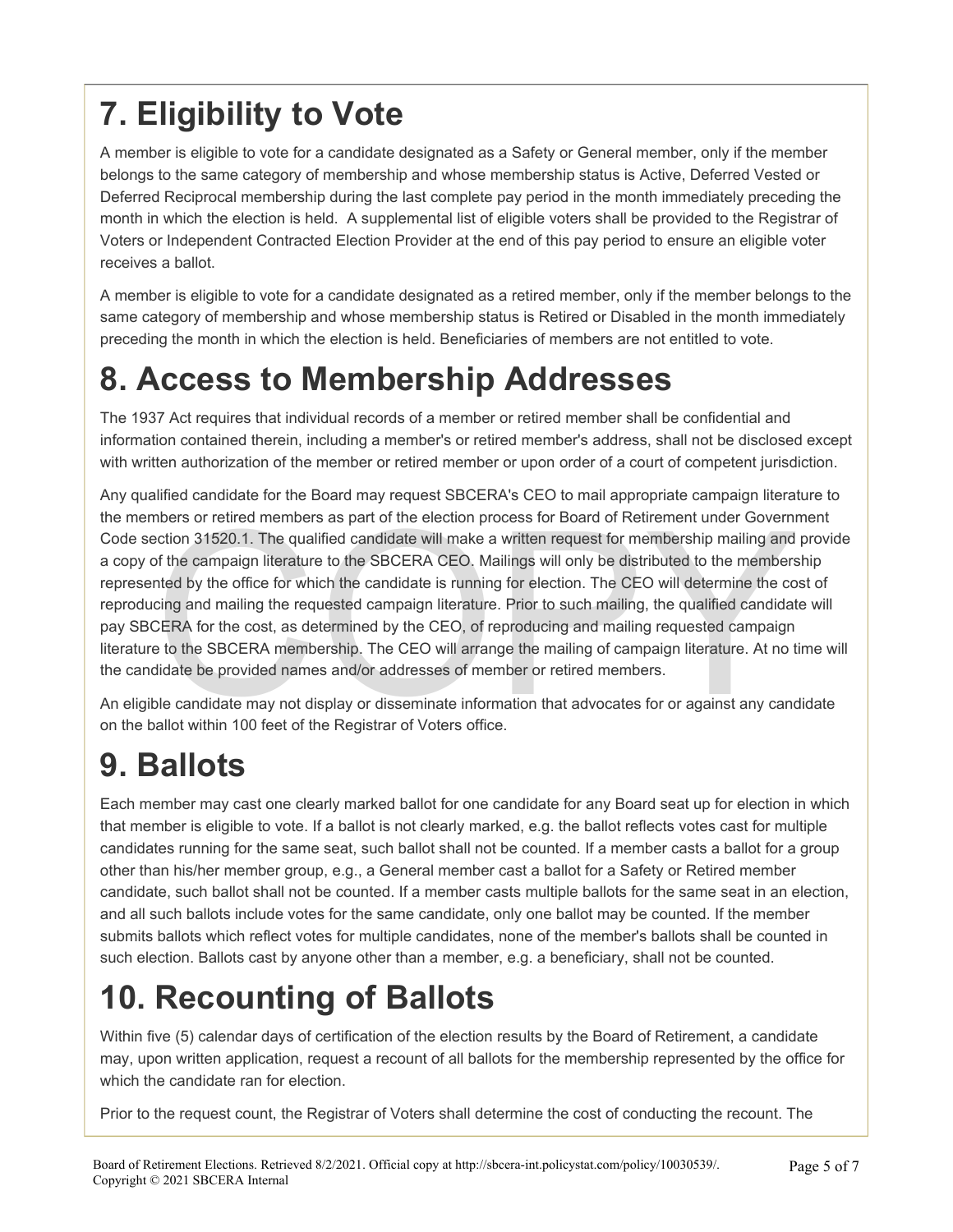# 7. Eligibility to Vote

A member is eligible to vote for a candidate designated as a Safety or General member, only if the member belongs to the same category of membership and whose membership status is Active, Deferred Vested or Deferred Reciprocal membership during the last complete pay period in the month immediately preceding the month in which the election is held. A supplemental list of eligible voters shall be provided to the Registrar of Voters or Independent Contracted Election Provider at the end of this pay period to ensure an eligible voter receives a ballot.

A member is eligible to vote for a candidate designated as a retired member, only if the member belongs to the same category of membership and whose membership status is Retired or Disabled in the month immediately preceding the month in which the election is held. Beneficiaries of members are not entitled to vote.

# 8. Access to Membership Addresses

The 1937 Act requires that individual records of a member or retired member shall be confidential and information contained therein, including a member's or retired member's address, shall not be disclosed except with written authorization of the member or retired member or upon order of a court of competent jurisdiction.

Any qualified candidate for the Board may request SBCERA's CEO to mail appropriate campaign literature to the members or retired members as part of the election process for Board of Retirement under Government Code section 31520.1. The qualified candidate will make a written request for membership mailing and provide a copy of the campaign literature to the SBCERA CEO. Mailings will only be distributed to the membership represented by the office for which the candidate is running for election. The CEO will determine the cost of reproducing and mailing the requested campaign literature. Prior to such mailing, the qualified candidate will pay SBCERA for the cost, as determined by the CEO, of reproducing and mailing requested campaign literature to the SBCERA membership. The CEO will arrange the mailing of campaign literature. At no time will the candidate be provided names and/or addresses of member or retired members.

An eligible candidate may not display or disseminate information that advocates for or against any candidate on the ballot within 100 feet of the Registrar of Voters office.

# 9. Ballots

Each member may cast one clearly marked ballot for one candidate for any Board seat up for election in which that member is eligible to vote. If a ballot is not clearly marked, e.g. the ballot reflects votes cast for multiple candidates running for the same seat, such ballot shall not be counted. If a member casts a ballot for a group other than his/her member group, e.g., a General member cast a ballot for a Safety or Retired member candidate, such ballot shall not be counted. If a member casts multiple ballots for the same seat in an election, and all such ballots include votes for the same candidate, only one ballot may be counted. If the member submits ballots which reflect votes for multiple candidates, none of the member's ballots shall be counted in such election. Ballots cast by anyone other than a member, e.g. a beneficiary, shall not be counted.

# 10. Recounting of Ballots

Within five (5) calendar days of certification of the election results by the Board of Retirement, a candidate may, upon written application, request a recount of all ballots for the membership represented by the office for which the candidate ran for election.

Prior to the request count, the Registrar of Voters shall determine the cost of conducting the recount. The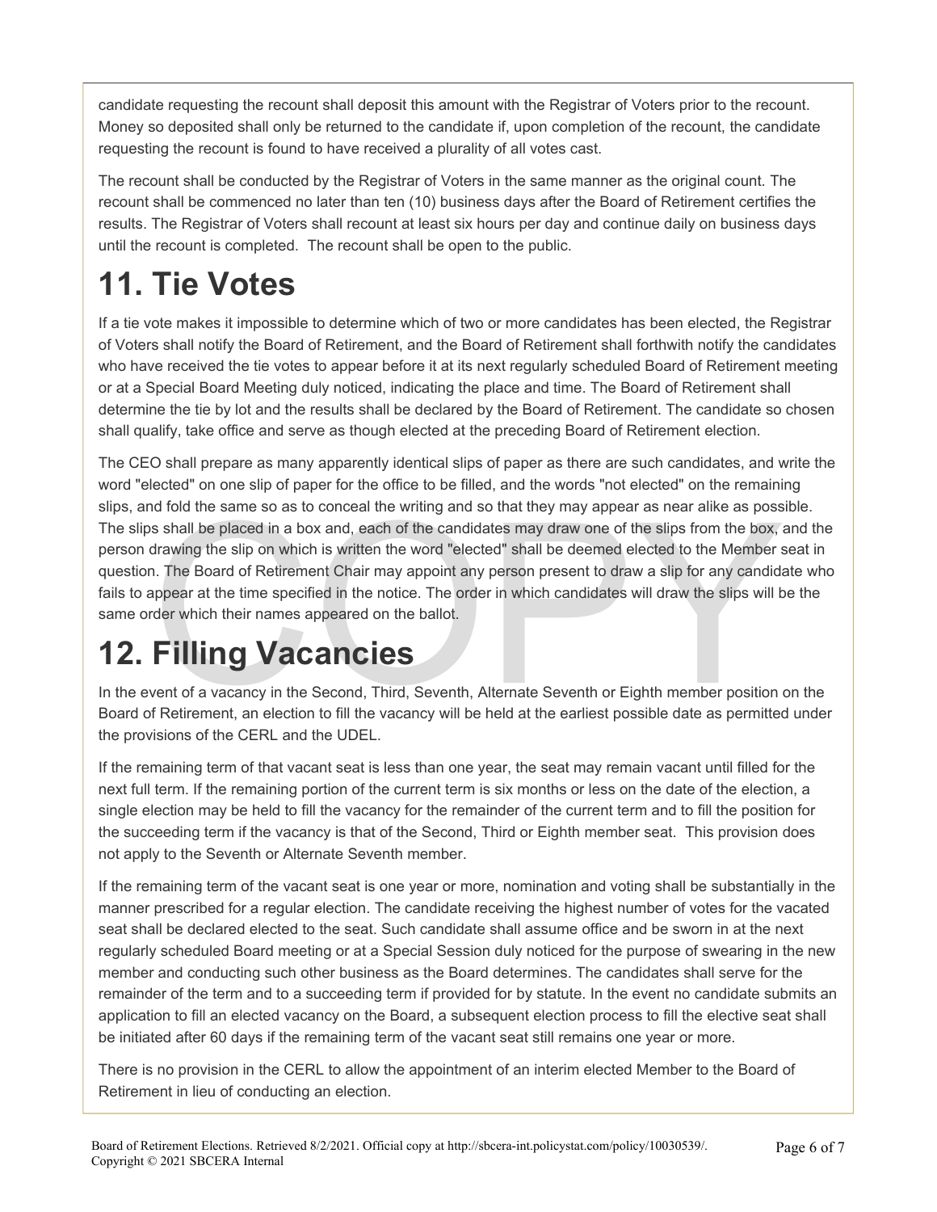candidate requesting the recount shall deposit this amount with the Registrar of Voters prior to the recount. Money so deposited shall only be returned to the candidate if, upon completion of the recount, the candidate requesting the recount is found to have received a plurality of all votes cast.

The recount shall be conducted by the Registrar of Voters in the same manner as the original count. The recount shall be commenced no later than ten (10) business days after the Board of Retirement certifies the results. The Registrar of Voters shall recount at least six hours per day and continue daily on business days until the recount is completed. The recount shall be open to the public.

# 11. Tie Votes

If a tie vote makes it impossible to determine which of two or more candidates has been elected, the Registrar of Voters shall notify the Board of Retirement, and the Board of Retirement shall forthwith notify the candidates who have received the tie votes to appear before it at its next regularly scheduled Board of Retirement meeting or at a Special Board Meeting duly noticed, indicating the place and time. The Board of Retirement shall determine the tie by lot and the results shall be declared by the Board of Retirement. The candidate so chosen shall qualify, take office and serve as though elected at the preceding Board of Retirement election.

The CEO shall prepare as many apparently identical slips of paper as there are such candidates, and write the word "elected" on one slip of paper for the office to be filled, and the words "not elected" on the remaining slips, and fold the same so as to conceal the writing and so that they may appear as near alike as possible. The slips shall be placed in a box and, each of the candidates may draw one of the slips from the box, and the person drawing the slip on which is written the word "elected" shall be deemed elected to the Member seat in question. The Board of Retirement Chair may appoint any person present to draw a slip for any candidate who fails to appear at the time specified in the notice. The order in which candidates will draw the slips will be the same order which their names appeared on the ballot.

# 12. Filling Vacancies

In the event of a vacancy in the Second, Third, Seventh, Alternate Seventh or Eighth member position on the Board of Retirement, an election to fill the vacancy will be held at the earliest possible date as permitted under the provisions of the CERL and the UDEL.

If the remaining term of that vacant seat is less than one year, the seat may remain vacant until filled for the next full term. If the remaining portion of the current term is six months or less on the date of the election, a single election may be held to fill the vacancy for the remainder of the current term and to fill the position for the succeeding term if the vacancy is that of the Second, Third or Eighth member seat. This provision does not apply to the Seventh or Alternate Seventh member.

If the remaining term of the vacant seat is one year or more, nomination and voting shall be substantially in the manner prescribed for a regular election. The candidate receiving the highest number of votes for the vacated seat shall be declared elected to the seat. Such candidate shall assume office and be sworn in at the next regularly scheduled Board meeting or at a Special Session duly noticed for the purpose of swearing in the new member and conducting such other business as the Board determines. The candidates shall serve for the remainder of the term and to a succeeding term if provided for by statute. In the event no candidate submits an application to fill an elected vacancy on the Board, a subsequent election process to fill the elective seat shall be initiated after 60 days if the remaining term of the vacant seat still remains one year or more.

There is no provision in the CERL to allow the appointment of an interim elected Member to the Board of Retirement in lieu of conducting an election.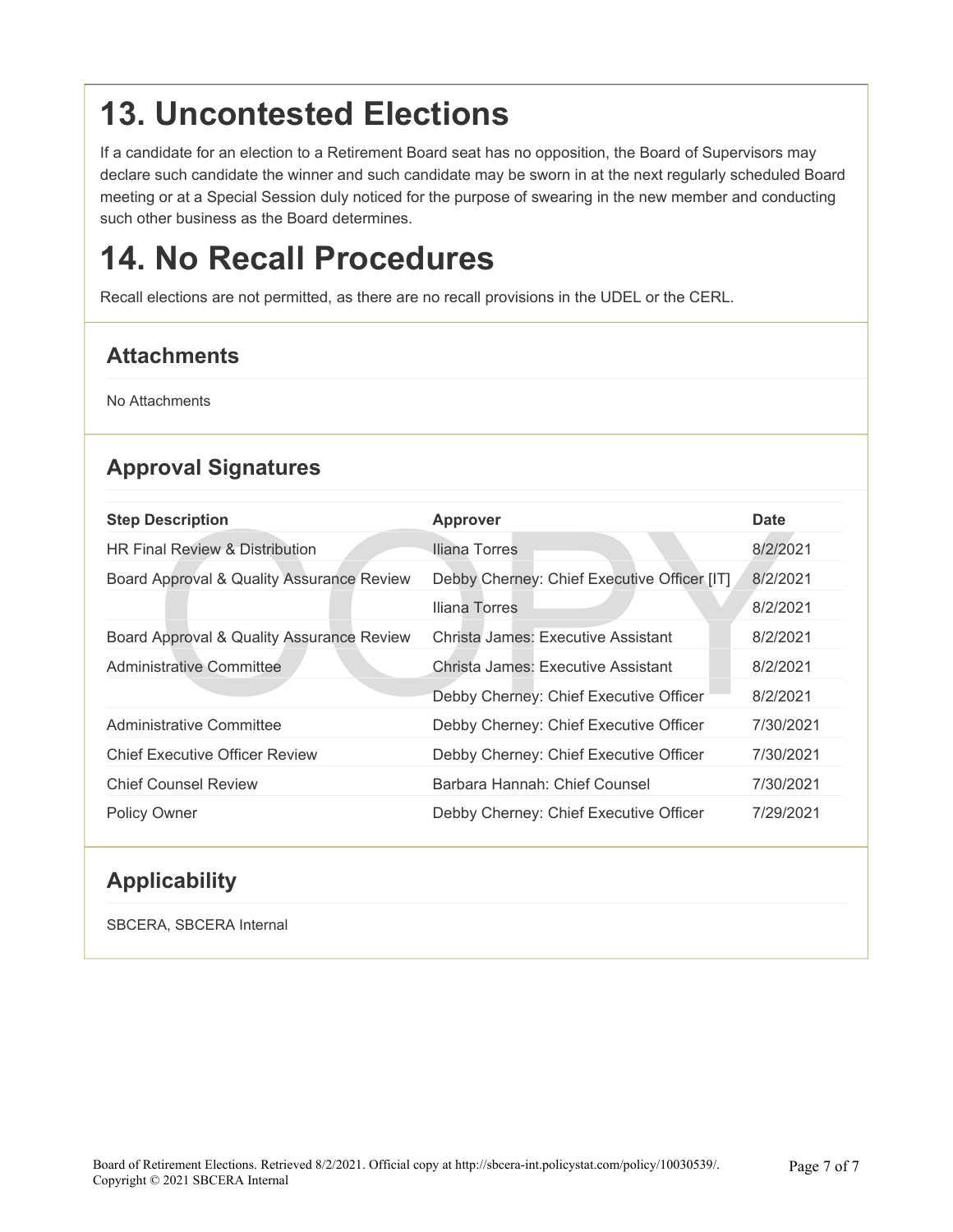# 13. Uncontested Elections

If a candidate for an election to a Retirement Board seat has no opposition, the Board of Supervisors may declare such candidate the winner and such candidate may be sworn in at the next regularly scheduled Board meeting or at a Special Session duly noticed for the purpose of swearing in the new member and conducting such other business as the Board determines.

# 14. No Recall Procedures

Recall elections are not permitted, as there are no recall provisions in the UDEL or the CERL.

## Attachments

No Attachments

## Approval Signatures

| Step Description | Approver | Date |
|---|---|---|
| HR Final Review & Distribution | Iliana Torres | 8/2/2021 |
| Board Approval & Quality Assurance Review | Debby Cherney: Chief Executive Officer [IT] | 8/2/2021 |
| | Iliana Torres | 8/2/2021 |
| Board Approval & Quality Assurance Review | Christa James: Executive Assistant | 8/2/2021 |
| Administrative Committee | Christa James: Executive Assistant | 8/2/2021 |
| | Debby Cherney: Chief Executive Officer | 8/2/2021 |
| Administrative Committee | Debby Cherney: Chief Executive Officer | 7/30/2021 |
| Chief Executive Officer Review | Debby Cherney: Chief Executive Officer | 7/30/2021 |
| Chief Counsel Review | Barbara Hannah: Chief Counsel | 7/30/2021 |
| Policy Owner | Debby Cherney: Chief Executive Officer | 7/29/2021 |

## Applicability

SBCERA, SBCERA Internal